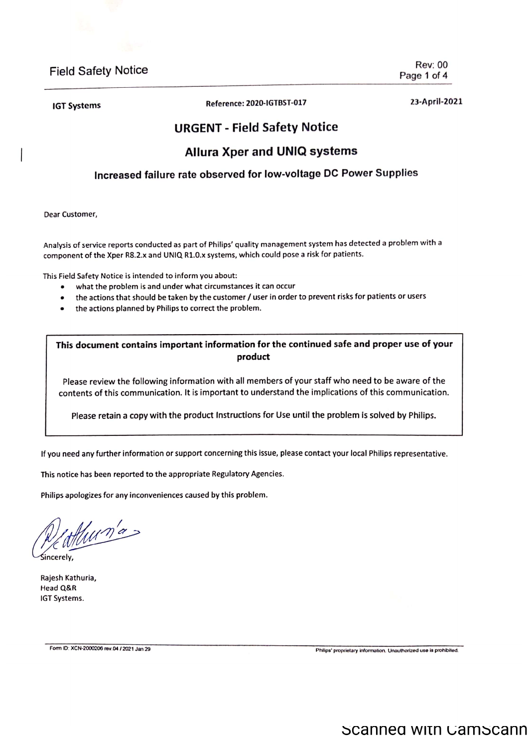IGT Systems | Reference: 2020-IGTBST-017 | 23-April-2021

# URGENT - Field Safety Notice

## Allura Xper and UNIQ systems

### Increased failure rate observed for low-voltage DC Power Supplies

Dear Customer,

Analysis of service reports conducted as part of Philips' quality management system has detected a problem with a component of the Xper R8.2.x and UNIQ R1.0.x systems, which could pose a risk for patients.

This Field Safety Notice is intended to inform you about:

- what the problem is and under what circumstances it can occur
- the actions that should be taken by the customer / user in order to prevent risks for patients or users
- the actions planned by Philips to correct the problem.

**This document contains important information for the continued safe and proper use of your product**

Please review the following information with all members of your staff who need to be aware of the contents of this communication. It is important to understand the implications of this communication.

Please retain a copy with the product Instructions for Use until the problem is solved by Philips.

If you need any further information or support concerning this issue, please contact your local Philips representative.

This notice has been reported to the appropriate Regulatory Agencies.

Philips apologizes for any inconveniences caused by this problem.

Sincerely,

Rajesh Kathuria,
Head Q&R
IGT Systems.

Form ID: XCN-2000206 rev.04 / 2021 Jan 29

Philips' proprietary information. Unauthorized use is prohibited.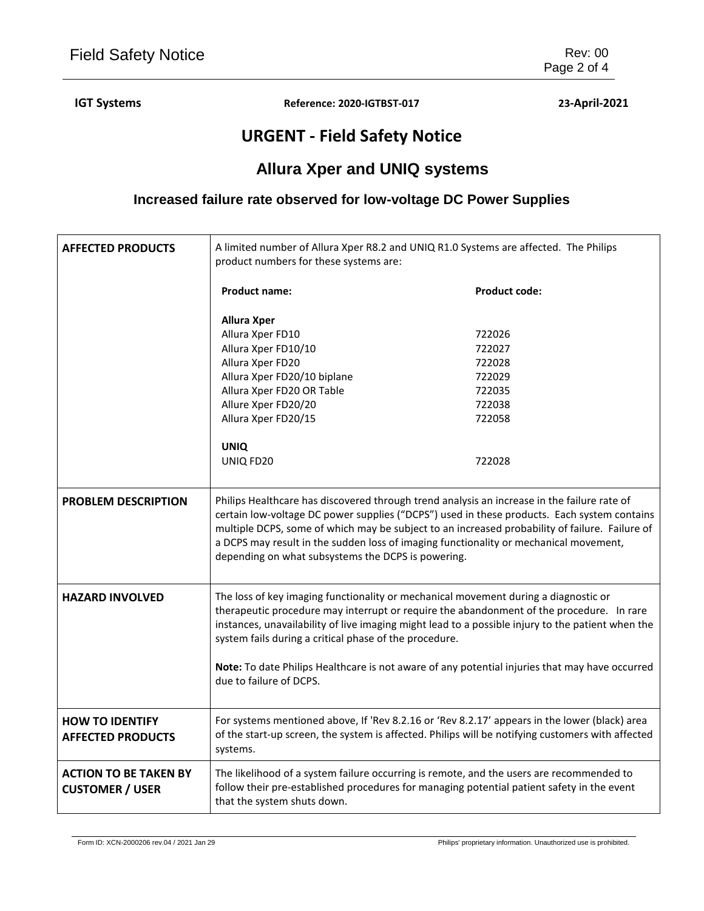**IGT Systems** | **Reference: 2020-IGTBST-017** | **23-April-2021**

# URGENT - Field Safety Notice

## Allura Xper and UNIQ systems

### Increased failure rate observed for low-voltage DC Power Supplies

| | |
|---|---|
| **AFFECTED PRODUCTS** | A limited number of Allura Xper R8.2 and UNIQ R1.0 Systems are affected. The Philips product numbers for these systems are:<br><br>**Product name:** — **Product code:**<br><br>**Allura Xper**<br>Allura Xper FD10 — 722026<br>Allura Xper FD10/10 — 722027<br>Allura Xper FD20 — 722028<br>Allura Xper FD20/10 biplane — 722029<br>Allura Xper FD20 OR Table — 722035<br>Allure Xper FD20/20 — 722038<br>Allura Xper FD20/15 — 722058<br><br>**UNIQ**<br>UNIQ FD20 — 722028 |
| **PROBLEM DESCRIPTION** | Philips Healthcare has discovered through trend analysis an increase in the failure rate of certain low-voltage DC power supplies ("DCPS") used in these products. Each system contains multiple DCPS, some of which may be subject to an increased probability of failure. Failure of a DCPS may result in the sudden loss of imaging functionality or mechanical movement, depending on what subsystems the DCPS is powering. |
| **HAZARD INVOLVED** | The loss of key imaging functionality or mechanical movement during a diagnostic or therapeutic procedure may interrupt or require the abandonment of the procedure. In rare instances, unavailability of live imaging might lead to a possible injury to the patient when the system fails during a critical phase of the procedure.<br><br>**Note:** To date Philips Healthcare is not aware of any potential injuries that may have occurred due to failure of DCPS. |
| **HOW TO IDENTIFY AFFECTED PRODUCTS** | For systems mentioned above, If 'Rev 8.2.16 or 'Rev 8.2.17' appears in the lower (black) area of the start-up screen, the system is affected. Philips will be notifying customers with affected systems. |
| **ACTION TO BE TAKEN BY CUSTOMER / USER** | The likelihood of a system failure occurring is remote, and the users are recommended to follow their pre-established procedures for managing potential patient safety in the event that the system shuts down. |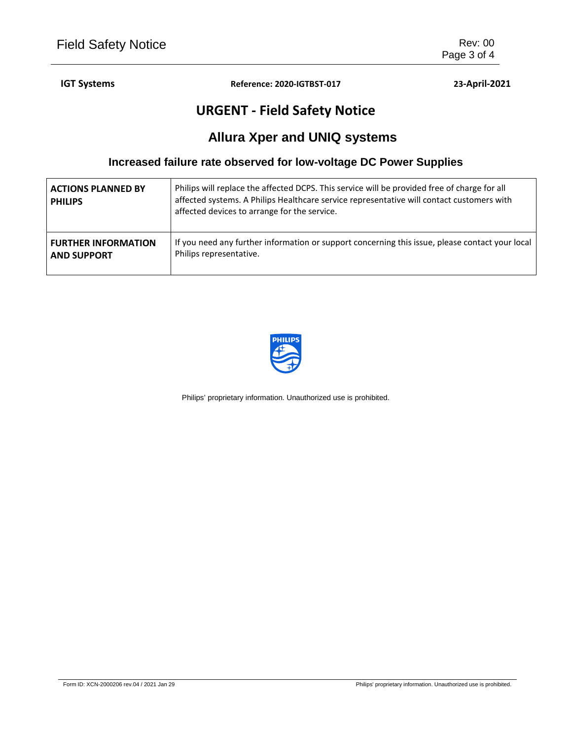**IGT Systems** **Reference: 2020-IGTBST-017** **23-April-2021**

# URGENT - Field Safety Notice

## Allura Xper and UNIQ systems

### Increased failure rate observed for low-voltage DC Power Supplies

| | |
|---|---|
| **ACTIONS PLANNED BY PHILIPS** | Philips will replace the affected DCPS. This service will be provided free of charge for all affected systems. A Philips Healthcare service representative will contact customers with affected devices to arrange for the service. |
| **FURTHER INFORMATION AND SUPPORT** | If you need any further information or support concerning this issue, please contact your local Philips representative. |

Philips' proprietary information. Unauthorized use is prohibited.

Form ID: XCN-2000206 rev.04 / 2021 Jan 29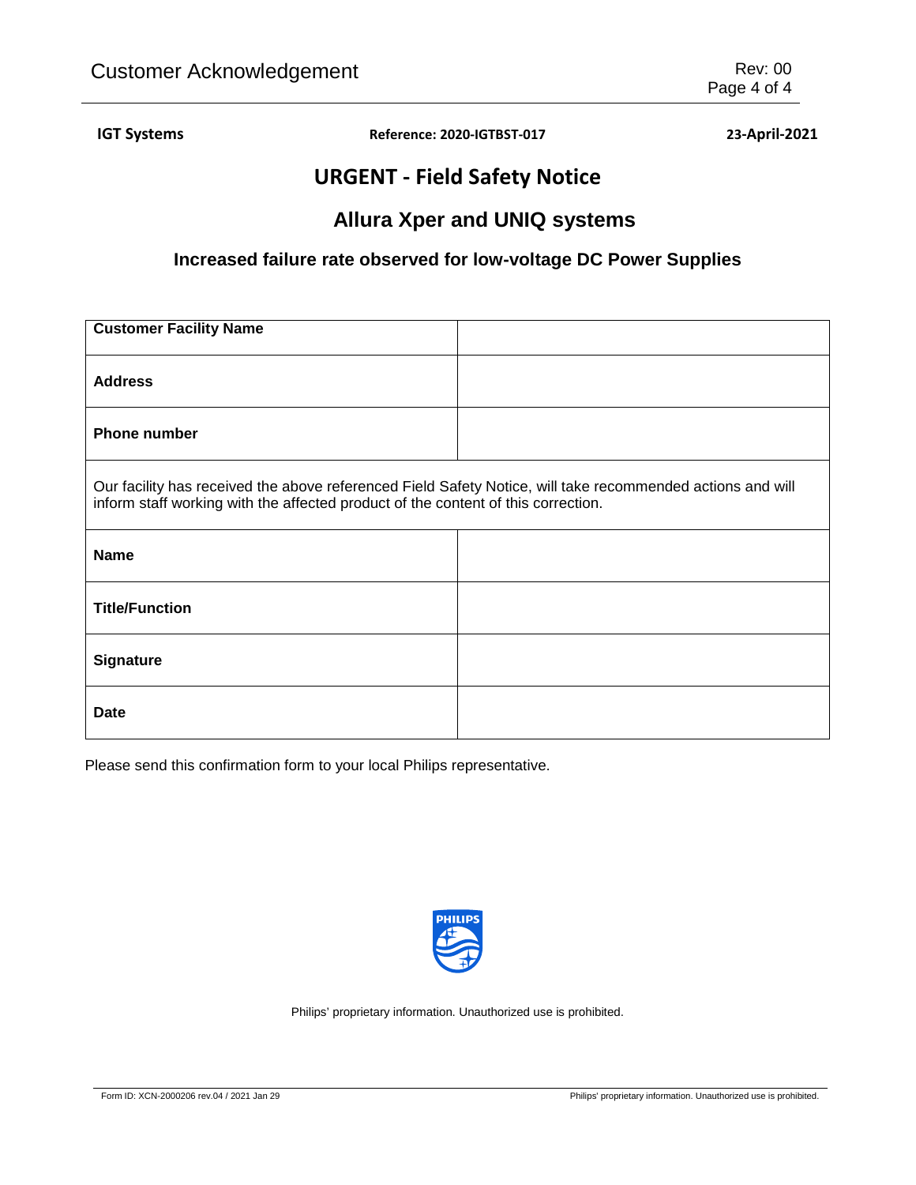**IGT Systems** **Reference: 2020-IGTBST-017** **23-April-2021**

# URGENT - Field Safety Notice

## Allura Xper and UNIQ systems

### Increased failure rate observed for low-voltage DC Power Supplies

| | |
|---|---|
| **Customer Facility Name** | |
| **Address** | |
| **Phone number** | |
| Our facility has received the above referenced Field Safety Notice, will take recommended actions and will inform staff working with the affected product of the content of this correction. | |
| **Name** | |
| **Title/Function** | |
| **Signature** | |
| **Date** | |

Please send this confirmation form to your local Philips representative.

Philips' proprietary information. Unauthorized use is prohibited.